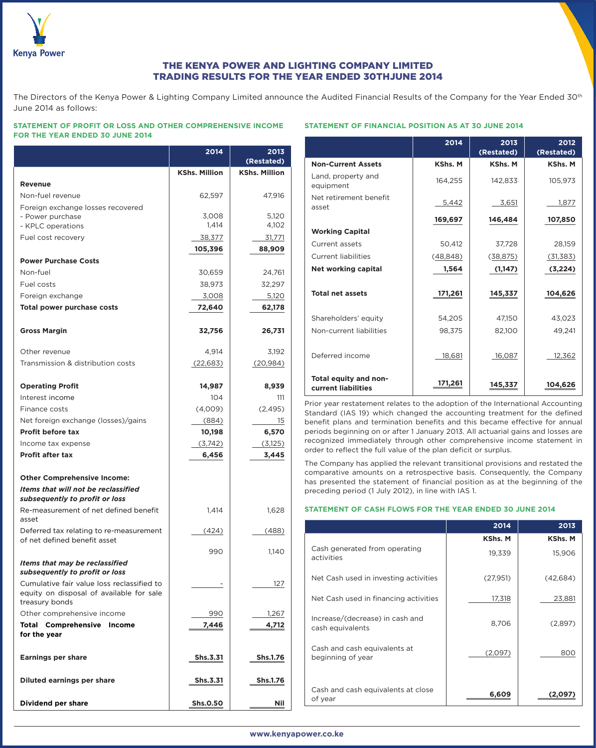Kenya Power

# THE KENYA POWER AND LIGHTING COMPANY LIMITED
# TRADING RESULTS FOR THE YEAR ENDED 30THJUNE 2014

The Directors of the Kenya Power & Lighting Company Limited announce the Audited Financial Results of the Company for the Year Ended 30th June 2014 as follows:

## STATEMENT OF PROFIT OR LOSS AND OTHER COMPREHENSIVE INCOME FOR THE YEAR ENDED 30 JUNE 2014

| | 2014 | 2013 (Restated) |
|---|---|---|
| | KShs. Million | KShs. Million |
| **Revenue** | | |
| Non-fuel revenue | 62,597 | 47,916 |
| Foreign exchange losses recovered | | |
| - Power purchase | 3,008 | 5,120 |
| - KPLC operations | 1,414 | 4,102 |
| Fuel cost recovery | 38,377 | 31,771 |
| | **105,396** | **88,909** |
| **Power Purchase Costs** | | |
| Non-fuel | 30,659 | 24,761 |
| Fuel costs | 38,973 | 32,297 |
| Foreign exchange | 3,008 | 5,120 |
| **Total power purchase costs** | **72,640** | **62,178** |
| **Gross Margin** | **32,756** | **26,731** |
| Other revenue | 4,914 | 3,192 |
| Transmission & distribution costs | (22,683) | (20,984) |
| **Operating Profit** | **14,987** | **8,939** |
| Interest income | 104 | 111 |
| Finance costs | (4,009) | (2,495) |
| Net foreign exchange (losses)/gains | (884) | 15 |
| **Profit before tax** | **10,198** | **6,570** |
| Income tax expense | (3,742) | (3,125) |
| **Profit after tax** | **6,456** | **3,445** |
| **Other Comprehensive Income:** | | |
| ***Items that will not be reclassified subsequently to profit or loss*** | | |
| Re-measurement of net defined benefit asset | 1,414 | 1,628 |
| Deferred tax relating to re-measurement of net defined benefit asset | (424) | (488) |
| | 990 | 1,140 |
| ***Items that may be reclassified subsequently to profit or loss*** | | |
| Cumulative fair value loss reclassified to equity on disposal of available for sale treasury bonds | - | 127 |
| Other comprehensive income | 990 | 1,267 |
| **Total Comprehensive Income for the year** | **7,446** | **4,712** |
| **Earnings per share** | **Shs.3.31** | **Shs.1.76** |
| **Diluted earnings per share** | **Shs.3.31** | **Shs.1.76** |
| **Dividend per share** | **Shs.0.50** | **Nil** |

## STATEMENT OF FINANCIAL POSITION AS AT 30 JUNE 2014

| | 2014 | 2013 (Restated) | 2012 (Restated) |
|---|---|---|---|
| **Non-Current Assets** | **KShs. M** | **KShs. M** | **KShs. M** |
| Land, property and equipment | 164,255 | 142,833 | 105,973 |
| Net retirement benefit asset | 5,442 | 3,651 | 1,877 |
| | **169,697** | **146,484** | **107,850** |
| **Working Capital** | | | |
| Current assets | 50,412 | 37,728 | 28,159 |
| Current liabilities | (48,848) | (38,875) | (31,383) |
| **Net working capital** | **1,564** | **(1,147)** | **(3,224)** |
| **Total net assets** | **171,261** | **145,337** | **104,626** |
| Shareholders' equity | 54,205 | 47,150 | 43,023 |
| Non-current liabilities | 98,375 | 82,100 | 49,241 |
| Deferred income | 18,681 | 16,087 | 12,362 |
| **Total equity and non-current liabilities** | **171,261** | **145,337** | **104,626** |

Prior year restatement relates to the adoption of the International Accounting Standard (IAS 19) which changed the accounting treatment for the defined benefit plans and termination benefits and this became effective for annual periods beginning on or after 1 January 2013. All actuarial gains and losses are recognized immediately through other comprehensive income statement in order to reflect the full value of the plan deficit or surplus.

The Company has applied the relevant transitional provisions and restated the comparative amounts on a retrospective basis. Consequently, the Company has presented the statement of financial position as at the beginning of the preceding period (1 July 2012), in line with IAS 1.

## STATEMENT OF CASH FLOWS FOR THE YEAR ENDED 30 JUNE 2014

| | 2014 | 2013 |
|---|---|---|
| | KShs. M | KShs. M |
| Cash generated from operating activities | 19,339 | 15,906 |
| Net Cash used in investing activities | (27,951) | (42,684) |
| Net Cash used in financing activities | 17,318 | 23,881 |
| Increase/(decrease) in cash and cash equivalents | 8,706 | (2,897) |
| Cash and cash equivalents at beginning of year | (2,097) | 800 |
| Cash and cash equivalents at close of year | **6,609** | **(2,097)** |

www.kenyapower.co.ke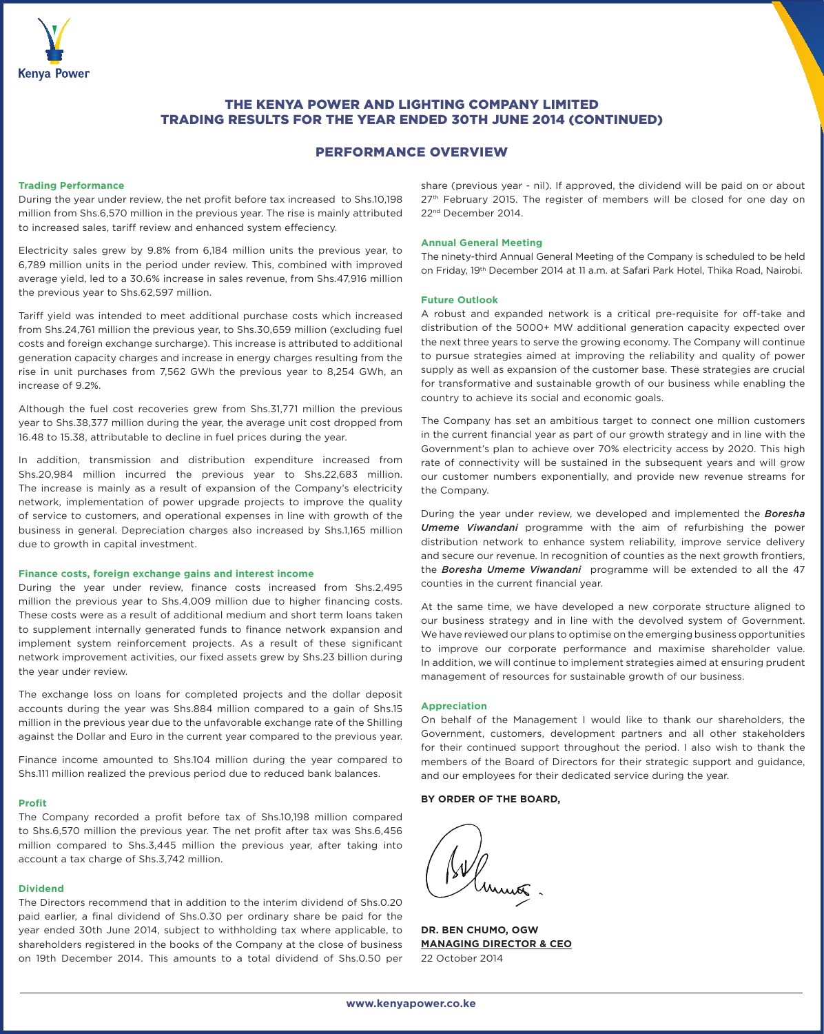# THE KENYA POWER AND LIGHTING COMPANY LIMITED
# TRADING RESULTS FOR THE YEAR ENDED 30TH JUNE 2014 (CONTINUED)

## PERFORMANCE OVERVIEW

### Trading Performance

During the year under review, the net profit before tax increased to Shs.10,198 million from Shs.6,570 million in the previous year. The rise is mainly attributed to increased sales, tariff review and enhanced system effeciency.

Electricity sales grew by 9.8% from 6,184 million units the previous year, to 6,789 million units in the period under review. This, combined with improved average yield, led to a 30.6% increase in sales revenue, from Shs.47,916 million the previous year to Shs.62,597 million.

Tariff yield was intended to meet additional purchase costs which increased from Shs.24,761 million the previous year, to Shs.30,659 million (excluding fuel costs and foreign exchange surcharge). This increase is attributed to additional generation capacity charges and increase in energy charges resulting from the rise in unit purchases from 7,562 GWh the previous year to 8,254 GWh, an increase of 9.2%.

Although the fuel cost recoveries grew from Shs.31,771 million the previous year to Shs.38,377 million during the year, the average unit cost dropped from 16.48 to 15.38, attributable to decline in fuel prices during the year.

In addition, transmission and distribution expenditure increased from Shs.20,984 million incurred the previous year to Shs.22,683 million. The increase is mainly as a result of expansion of the Company's electricity network, implementation of power upgrade projects to improve the quality of service to customers, and operational expenses in line with growth of the business in general. Depreciation charges also increased by Shs.1,165 million due to growth in capital investment.

### Finance costs, foreign exchange gains and interest income

During the year under review, finance costs increased from Shs.2,495 million the previous year to Shs.4,009 million due to higher financing costs. These costs were as a result of additional medium and short term loans taken to supplement internally generated funds to finance network expansion and implement system reinforcement projects. As a result of these significant network improvement activities, our fixed assets grew by Shs.23 billion during the year under review.

The exchange loss on loans for completed projects and the dollar deposit accounts during the year was Shs.884 million compared to a gain of Shs.15 million in the previous year due to the unfavorable exchange rate of the Shilling against the Dollar and Euro in the current year compared to the previous year.

Finance income amounted to Shs.104 million during the year compared to Shs.111 million realized the previous period due to reduced bank balances.

### Profit

The Company recorded a profit before tax of Shs.10,198 million compared to Shs.6,570 million the previous year. The net profit after tax was Shs.6,456 million compared to Shs.3,445 million the previous year, after taking into account a tax charge of Shs.3,742 million.

### Dividend

The Directors recommend that in addition to the interim dividend of Shs.0.20 paid earlier, a final dividend of Shs.0.30 per ordinary share be paid for the year ended 30th June 2014, subject to withholding tax where applicable, to shareholders registered in the books of the Company at the close of business on 19th December 2014. This amounts to a total dividend of Shs.0.50 per share (previous year - nil). If approved, the dividend will be paid on or about 27th February 2015. The register of members will be closed for one day on 22nd December 2014.

### Annual General Meeting

The ninety-third Annual General Meeting of the Company is scheduled to be held on Friday, 19th December 2014 at 11 a.m. at Safari Park Hotel, Thika Road, Nairobi.

### Future Outlook

A robust and expanded network is a critical pre-requisite for off-take and distribution of the 5000+ MW additional generation capacity expected over the next three years to serve the growing economy. The Company will continue to pursue strategies aimed at improving the reliability and quality of power supply as well as expansion of the customer base. These strategies are crucial for transformative and sustainable growth of our business while enabling the country to achieve its social and economic goals.

The Company has set an ambitious target to connect one million customers in the current financial year as part of our growth strategy and in line with the Government's plan to achieve over 70% electricity access by 2020. This high rate of connectivity will be sustained in the subsequent years and will grow our customer numbers exponentially, and provide new revenue streams for the Company.

During the year under review, we developed and implemented the ***Boresha Umeme Viwandani*** programme with the aim of refurbishing the power distribution network to enhance system reliability, improve service delivery and secure our revenue. In recognition of counties as the next growth frontiers, the ***Boresha Umeme Viwandani*** programme will be extended to all the 47 counties in the current financial year.

At the same time, we have developed a new corporate structure aligned to our business strategy and in line with the devolved system of Government. We have reviewed our plans to optimise on the emerging business opportunities to improve our corporate performance and maximise shareholder value. In addition, we will continue to implement strategies aimed at ensuring prudent management of resources for sustainable growth of our business.

### Appreciation

On behalf of the Management I would like to thank our shareholders, the Government, customers, development partners and all other stakeholders for their continued support throughout the period. I also wish to thank the members of the Board of Directors for their strategic support and guidance, and our employees for their dedicated service during the year.

**BY ORDER OF THE BOARD,**

**DR. BEN CHUMO, OGW**
**MANAGING DIRECTOR & CEO**
22 October 2014